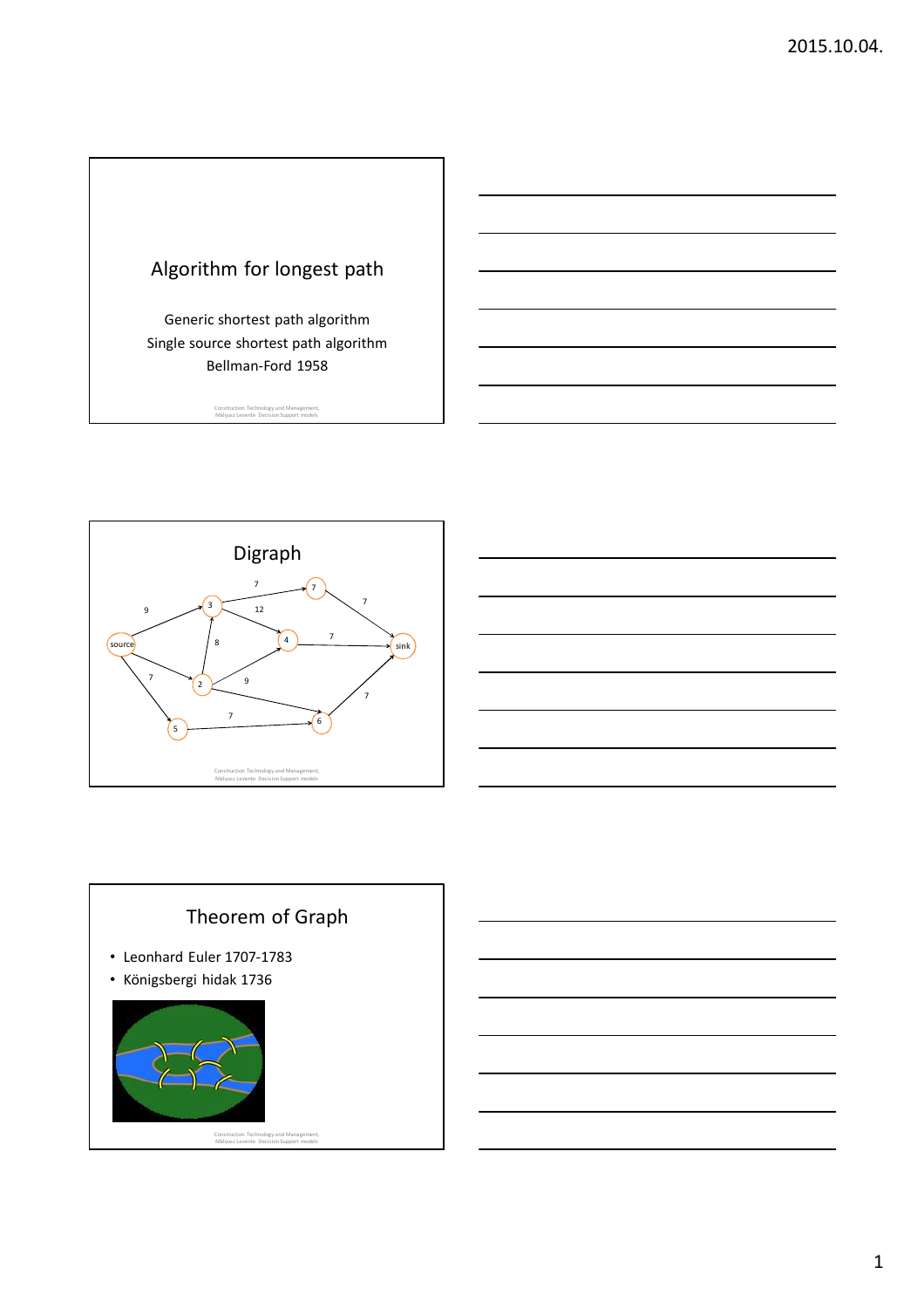## Algorithm for longest path

Generic shortest path algorithm

Single source shortest path algorithm

Bellman-Ford 1958

## Digraph

## Theorem of Graph

- Leonhard Euler 1707-1783
- Königsbergi hidak 1736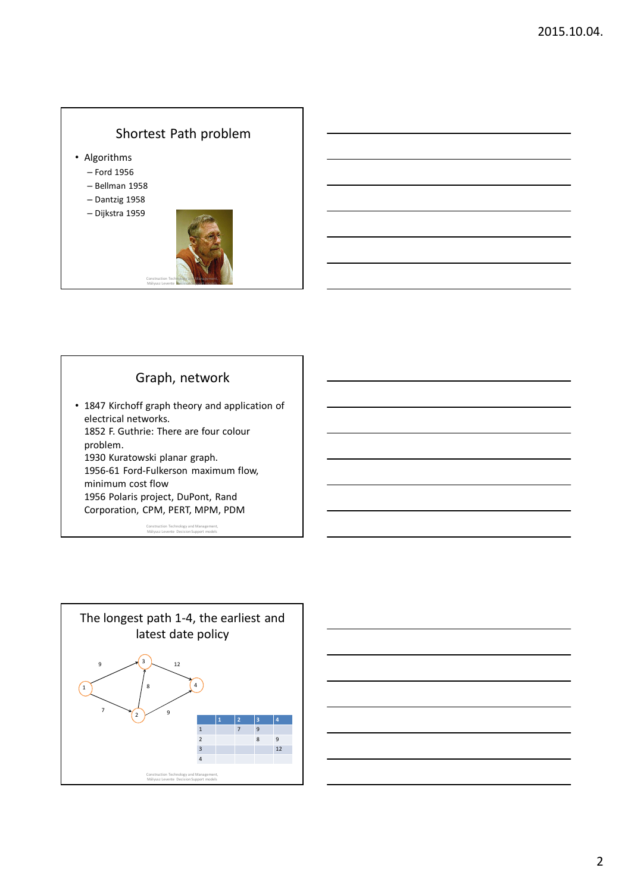## Shortest Path problem

- Algorithms
  - Ford 1956
  - Bellman 1958
  - Dantzig 1958
  - Dijkstra 1959

## Graph, network

- 1847 Kirchoff graph theory and application of electrical networks.
  1852 F. Guthrie: There are four colour problem.
  1930 Kuratowski planar graph.
  1956-61 Ford-Fulkerson maximum flow, minimum cost flow
  1956 Polaris project, DuPont, Rand Corporation, CPM, PERT, MPM, PDM

## The longest path 1-4, the earliest and latest date policy

| | 1 | 2 | 3 | 4 |
|---|---|---|---|---|
| 1 | | 7 | 9 | |
| 2 | | | 8 | 9 |
| 3 | | | | 12 |
| 4 | | | | |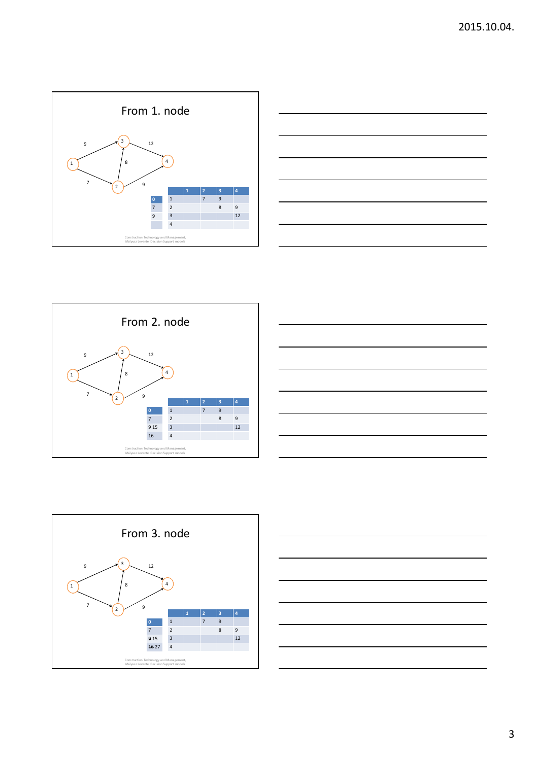## From 1. node

|  |  | 1 | 2 | 3 | 4 |
|---|---|---|---|---|---|
| 0 | 1 |  | 7 | 9 |  |
| 7 | 2 |  |  | 8 | 9 |
| 9 | 3 |  |  |  | 12 |
|  | 4 |  |  |  |  |

Construction Technology and Management, Mályusz Levente Decision Support models

## From 2. node

|  |  | 1 | 2 | 3 | 4 |
|---|---|---|---|---|---|
| 0 | 1 |  | 7 | 9 |  |
| 7 | 2 |  |  | 8 | 9 |
| ~~9~~ 15 | 3 |  |  |  | 12 |
| 16 | 4 |  |  |  |  |

Construction Technology and Management, Mályusz Levente Decision Support models

## From 3. node

|  |  | 1 | 2 | 3 | 4 |
|---|---|---|---|---|---|
| 0 | 1 |  | 7 | 9 |  |
| 7 | 2 |  |  | 8 | 9 |
| ~~9~~ 15 | 3 |  |  |  | 12 |
| ~~16~~ 27 | 4 |  |  |  |  |

Construction Technology and Management, Mályusz Levente Decision Support models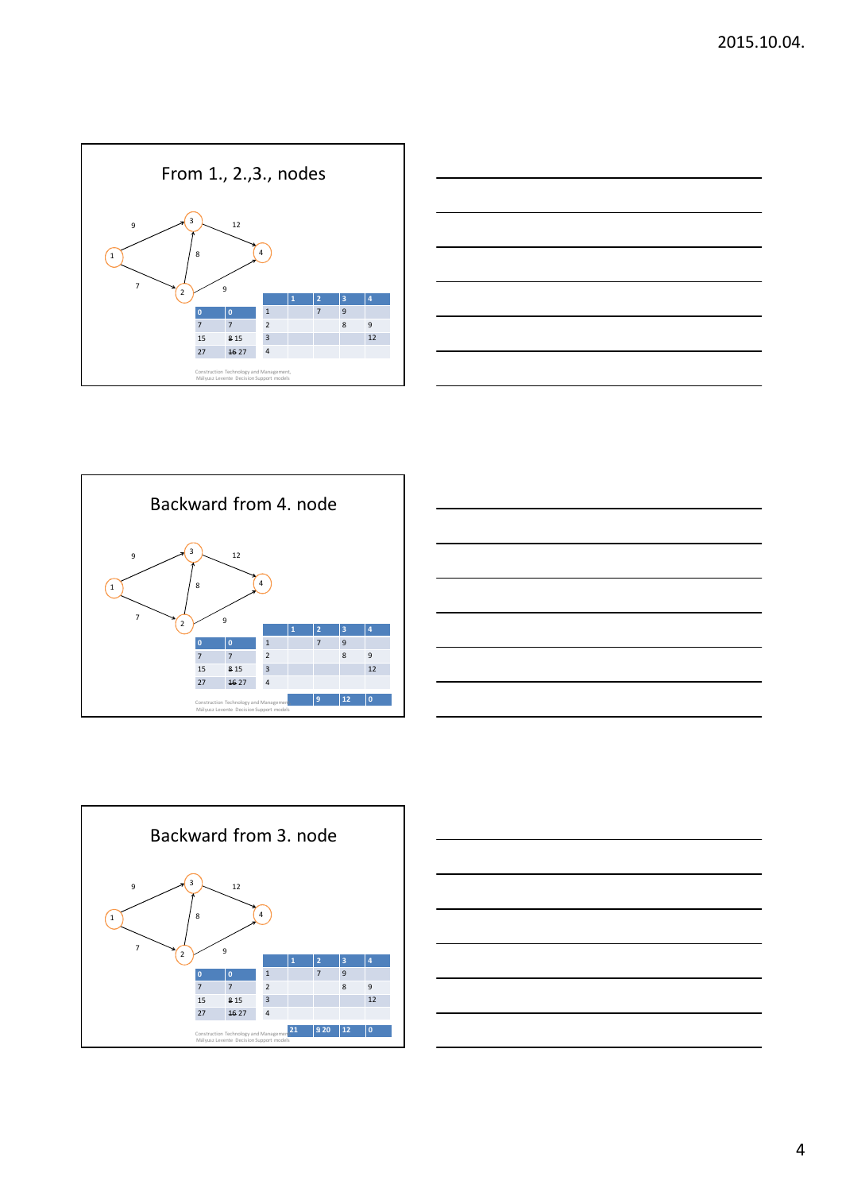## From 1., 2.,3., nodes

| | |
|---|---|
| 0 | 0 |
| 7 | 7 |
| 15 | ~~8~~ 15 |
| 27 | ~~16~~ 27 |

| | 1 | 2 | 3 | 4 |
|---|---|---|---|---|
| 1 | | 7 | 9 | |
| 2 | | | 8 | 9 |
| 3 | | | | 12 |
| 4 | | | | |

Construction Technology and Management, Mályusz Levente Decision Support models

## Backward from 4. node

| | |
|---|---|
| 0 | 0 |
| 7 | 7 |
| 15 | ~~8~~ 15 |
| 27 | ~~16~~ 27 |

| | 1 | 2 | 3 | 4 |
|---|---|---|---|---|
| 1 | | 7 | 9 | |
| 2 | | | 8 | 9 |
| 3 | | | | 12 |
| 4 | | | | |
| | | 9 | 12 | 0 |

Construction Technology and Management, Mályusz Levente Decision Support models

## Backward from 3. node

| | |
|---|---|
| 0 | 0 |
| 7 | 7 |
| 15 | ~~8~~ 15 |
| 27 | ~~16~~ 27 |

| | 1 | 2 | 3 | 4 |
|---|---|---|---|---|
| 1 | | 7 | 9 | |
| 2 | | | 8 | 9 |
| 3 | | | | 12 |
| 4 | | | | |
| | 21 | 9 20 | 12 | 0 |

Construction Technology and Management, Mályusz Levente Decision Support models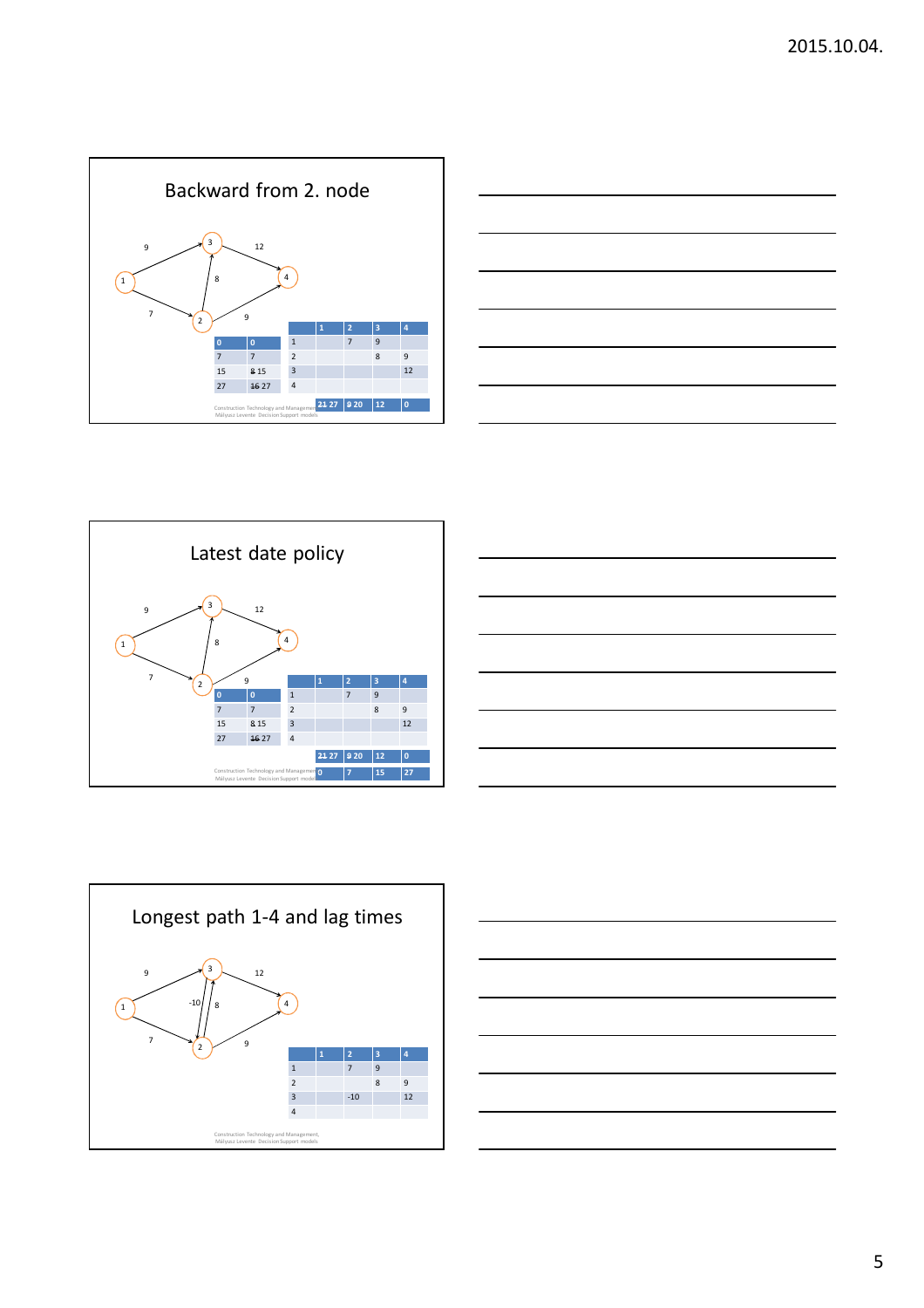## Backward from 2. node

| | |
|---|---|
| 0 | 0 |
| 7 | 7 |
| 15 | ~~8~~ 15 |
| 27 | ~~16~~ 27 |

| | 1 | 2 | 3 | 4 |
|---|---|---|---|---|
| 1 | | 7 | 9 | |
| 2 | | | 8 | 9 |
| 3 | | | | 12 |
| 4 | | | | |
| | ~~21~~ 27 | ~~9~~ 20 | 12 | 0 |

Construction Technology and Management, Mályusz Levente Decision Support models

## Latest date policy

| | |
|---|---|
| 0 | 0 |
| 7 | 7 |
| 15 | ~~8~~ 15 |
| 27 | ~~16~~ 27 |

| | 1 | 2 | 3 | 4 |
|---|---|---|---|---|
| 1 | | 7 | 9 | |
| 2 | | | 8 | 9 |
| 3 | | | | 12 |
| 4 | | | | |
| | ~~21~~ 27 | ~~9~~ 20 | 12 | 0 |
| | 0 | 7 | 15 | 27 |

Construction Technology and Management, Mályusz Levente Decision Support models

## Longest path 1-4 and lag times

| | 1 | 2 | 3 | 4 |
|---|---|---|---|---|
| 1 | | 7 | 9 | |
| 2 | | | 8 | 9 |
| 3 | | -10 | | 12 |
| 4 | | | | |

Construction Technology and Management, Mályusz Levente Decision Support models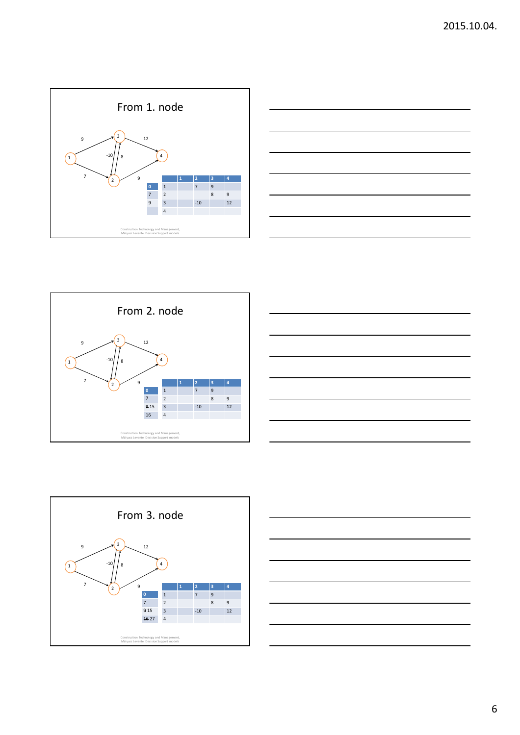## From 1. node

|  |  | 1 | 2 | 3 | 4 |
|---|---|---|---|---|---|
| 0 | 1 |  | 7 | 9 |  |
| 7 | 2 |  |  | 8 | 9 |
| 9 | 3 |  | -10 |  | 12 |
|  | 4 |  |  |  |  |

Construction Technology and Management, Mályusz Levente Decision Support models

## From 2. node

|  |  | 1 | 2 | 3 | 4 |
|---|---|---|---|---|---|
| 0 | 1 |  | 7 | 9 |  |
| 7 | 2 |  |  | 8 | 9 |
| ~~9~~ 15 | 3 |  | -10 |  | 12 |
| 16 | 4 |  |  |  |  |

Construction Technology and Management, Mályusz Levente Decision Support models

## From 3. node

|  |  | 1 | 2 | 3 | 4 |
|---|---|---|---|---|---|
| 0 | 1 |  | 7 | 9 |  |
| 7 | 2 |  |  | 8 | 9 |
| ~~9~~ 15 | 3 |  | -10 |  | 12 |
| ~~16~~ 27 | 4 |  |  |  |  |

Construction Technology and Management, Mályusz Levente Decision Support models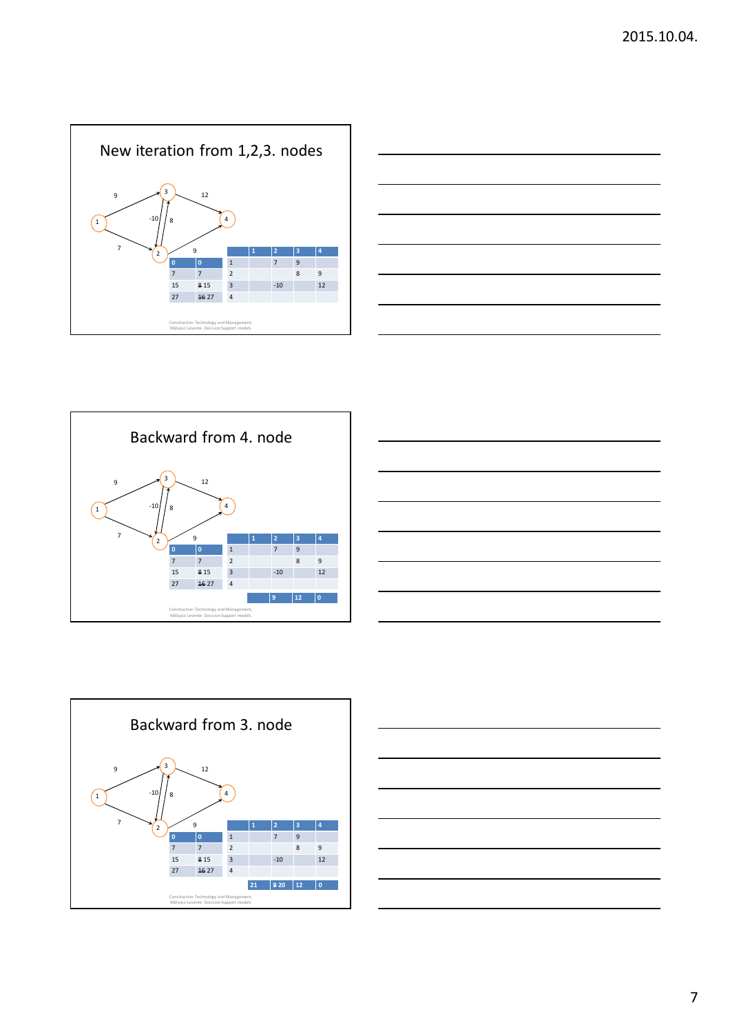## New iteration from 1,2,3. nodes

Graph: node 1 → node 3 (9), node 1 → node 2 (7), node 3 → node 2 (-10), node 2 → node 3 (8), node 3 → node 4 (12), node 2 → node 4 (9)

| | |
|---|---|
| 0 | 0 |
| 7 | 7 |
| 15 | ~~8~~ 15 |
| 27 | ~~16~~ 27 |

| | 1 | 2 | 3 | 4 |
|---|---|---|---|---|
| 1 | | 7 | 9 | |
| 2 | | | 8 | 9 |
| 3 | | -10 | | 12 |
| 4 | | | | |

Construction Technology and Management, Mályusz Levente Decision Support models

## Backward from 4. node

Graph: node 1 → node 3 (9), node 1 → node 2 (7), node 3 → node 2 (-10), node 2 → node 3 (8), node 3 → node 4 (12), node 2 → node 4 (9)

| | |
|---|---|
| 0 | 0 |
| 7 | 7 |
| 15 | ~~8~~ 15 |
| 27 | ~~16~~ 27 |

| | 1 | 2 | 3 | 4 |
|---|---|---|---|---|
| 1 | | 7 | 9 | |
| 2 | | | 8 | 9 |
| 3 | | -10 | | 12 |
| 4 | | | | |
| | | 9 | 12 | 0 |

Construction Technology and Management, Mályusz Levente Decision Support models

## Backward from 3. node

Graph: node 1 → node 3 (9), node 1 → node 2 (7), node 3 → node 2 (-10), node 2 → node 3 (8), node 3 → node 4 (12), node 2 → node 4 (9)

| | |
|---|---|
| 0 | 0 |
| 7 | 7 |
| 15 | ~~8~~ 15 |
| 27 | ~~16~~ 27 |

| | 1 | 2 | 3 | 4 |
|---|---|---|---|---|
| 1 | | 7 | 9 | |
| 2 | | | 8 | 9 |
| 3 | | -10 | | 12 |
| 4 | | | | |
| | 21 | ~~9~~ 20 | 12 | 0 |

Construction Technology and Management, Mályusz Levente Decision Support models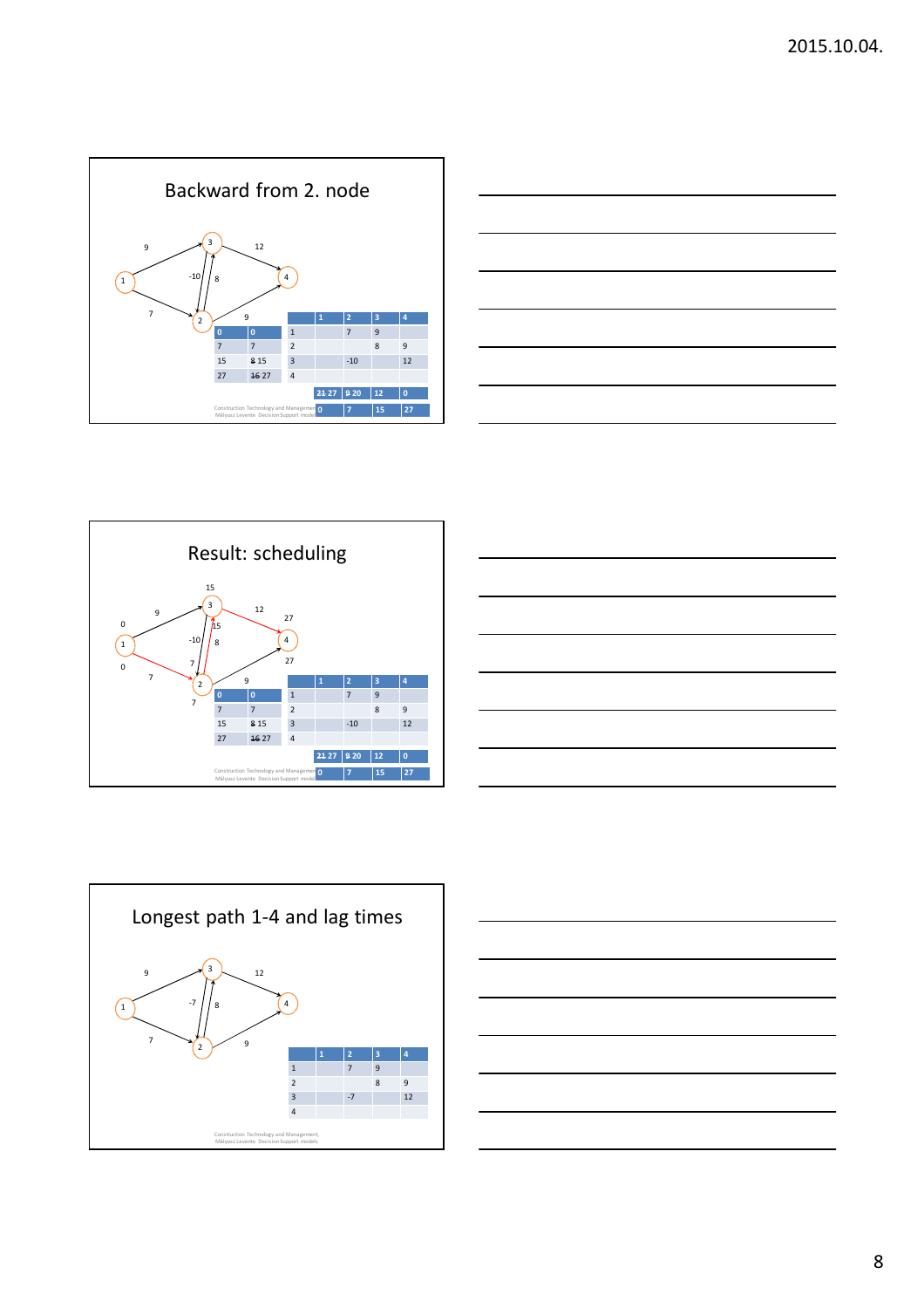## Backward from 2. node

9, 12, -10, 8, 7, 9

| | 1 | 2 | 3 | 4 |
|---|---|---|---|---|
| 1 | | 7 | 9 | |
| 2 | | | 8 | 9 |
| 3 | | -10 | | 12 |
| 4 | | | | |

| 0 | 0 |
|---|---|
| 7 | 7 |
| 15 | ~~8~~ 15 |
| 27 | ~~16~~ 27 |

| ~~21~~ 27 | ~~9~~ 20 | 12 | 0 |
|---|---|---|---|
| 0 | 7 | 15 | 27 |

Construction Technology and Management, Mályusz Levente Decision Support models

## Result: scheduling

15, 9, 12, 27, 0, 15, -10, 8, 0, 7, 27, 7, 9, 7

| | 1 | 2 | 3 | 4 |
|---|---|---|---|---|
| 1 | | 7 | 9 | |
| 2 | | | 8 | 9 |
| 3 | | -10 | | 12 |
| 4 | | | | |

| 0 | 0 |
|---|---|
| 7 | 7 |
| 15 | ~~8~~ 15 |
| 27 | ~~16~~ 27 |

| ~~21~~ 27 | ~~9~~ 20 | 12 | 0 |
|---|---|---|---|
| 0 | 7 | 15 | 27 |

Construction Technology and Management, Mályusz Levente Decision Support models

## Longest path 1-4 and lag times

9, 12, -7, 8, 7, 9

| | 1 | 2 | 3 | 4 |
|---|---|---|---|---|
| 1 | | 7 | 9 | |
| 2 | | | 8 | 9 |
| 3 | | -7 | | 12 |
| 4 | | | | |

Construction Technology and Management, Mályusz Levente Decision Support models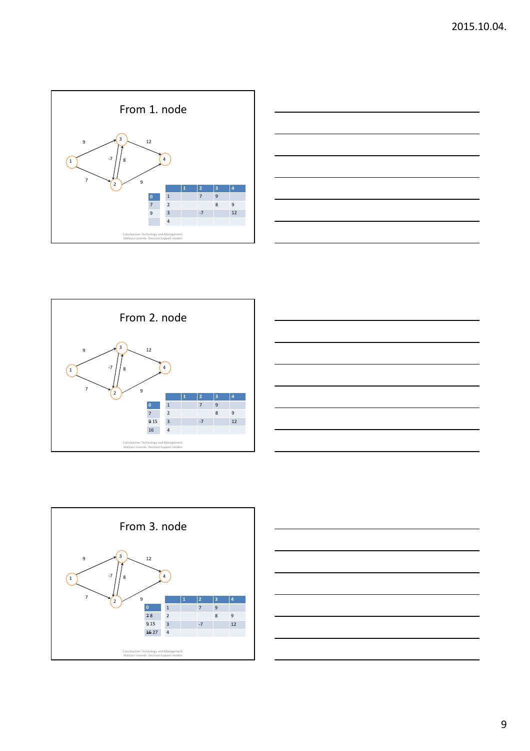## From 1. node

| | | 1 | 2 | 3 | 4 |
|---|---|---|---|---|---|
| 0 | 1 | | 7 | 9 | |
| 7 | 2 | | | 8 | 9 |
| 9 | 3 | | -7 | | 12 |
| | 4 | | | | |

Construction Technology and Management, Mályusz Levente Decision Support models

## From 2. node

| | | 1 | 2 | 3 | 4 |
|---|---|---|---|---|---|
| 0 | 1 | | 7 | 9 | |
| 7 | 2 | | | 8 | 9 |
| ~~9~~ 15 | 3 | | -7 | | 12 |
| 16 | 4 | | | | |

Construction Technology and Management, Mályusz Levente Decision Support models

## From 3. node

| | | 1 | 2 | 3 | 4 |
|---|---|---|---|---|---|
| 0 | 1 | | 7 | 9 | |
| ~~7~~ 8 | 2 | | | 8 | 9 |
| ~~9~~ 15 | 3 | | -7 | | 12 |
| ~~16~~ 27 | 4 | | | | |

Construction Technology and Management, Mályusz Levente Decision Support models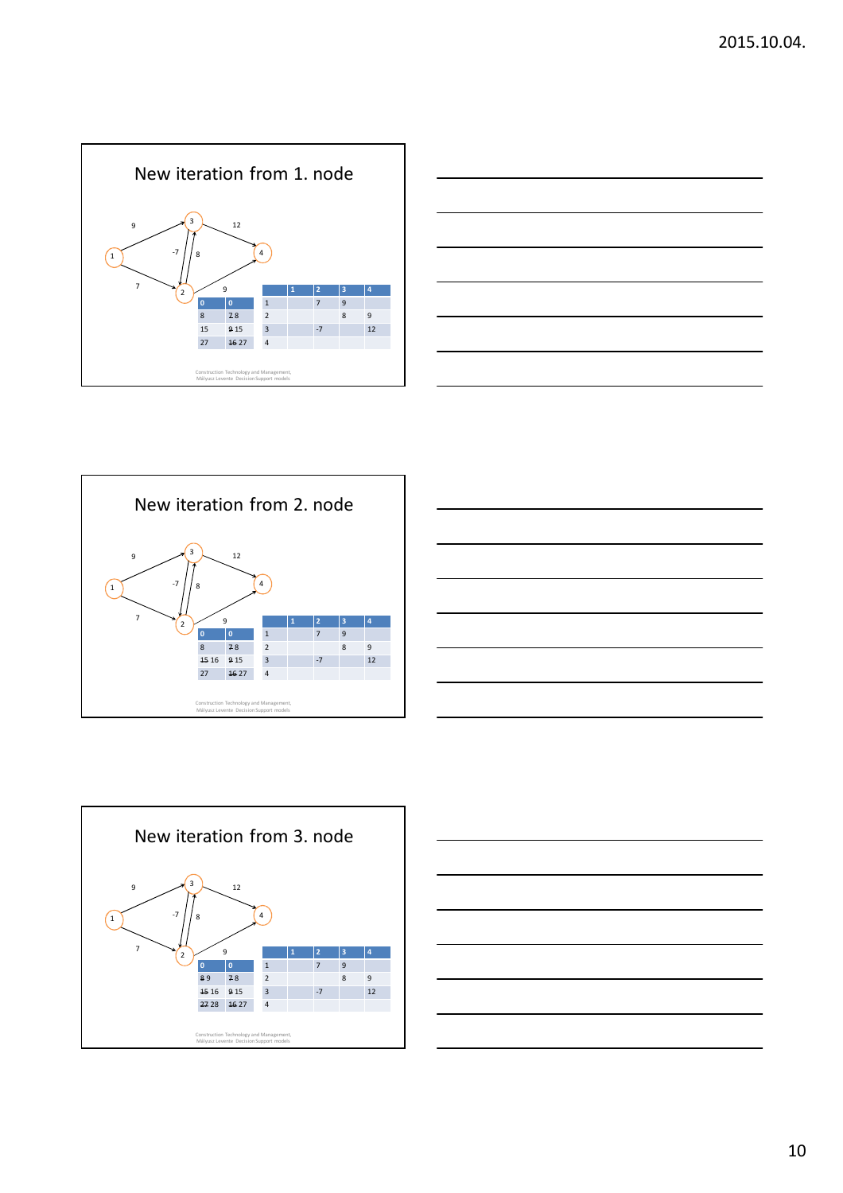## New iteration from 1. node

|  |  |
|---|---|
| 0 | 0 |
| 8 | ~~7~~ 8 |
| 15 | ~~9~~ 15 |
| 27 | ~~16~~ 27 |

|  | 1 | 2 | 3 | 4 |
|---|---|---|---|---|
| 1 |  | 7 | 9 |  |
| 2 |  |  | 8 | 9 |
| 3 |  | -7 |  | 12 |
| 4 |  |  |  |  |

Construction Technology and Management, Mályusz Levente Decision Support models

## New iteration from 2. node

|  |  |
|---|---|
| 0 | 0 |
| 8 | ~~7~~ 8 |
| ~~15~~ 16 | ~~9~~ 15 |
| 27 | ~~16~~ 27 |

|  | 1 | 2 | 3 | 4 |
|---|---|---|---|---|
| 1 |  | 7 | 9 |  |
| 2 |  |  | 8 | 9 |
| 3 |  | -7 |  | 12 |
| 4 |  |  |  |  |

Construction Technology and Management, Mályusz Levente Decision Support models

## New iteration from 3. node

|  |  |
|---|---|
| 0 | 0 |
| ~~8~~ 9 | ~~7~~ 8 |
| ~~15~~ 16 | ~~9~~ 15 |
| ~~27~~ 28 | ~~16~~ 27 |

|  | 1 | 2 | 3 | 4 |
|---|---|---|---|---|
| 1 |  | 7 | 9 |  |
| 2 |  |  | 8 | 9 |
| 3 |  | -7 |  | 12 |
| 4 |  |  |  |  |

Construction Technology and Management, Mályusz Levente Decision Support models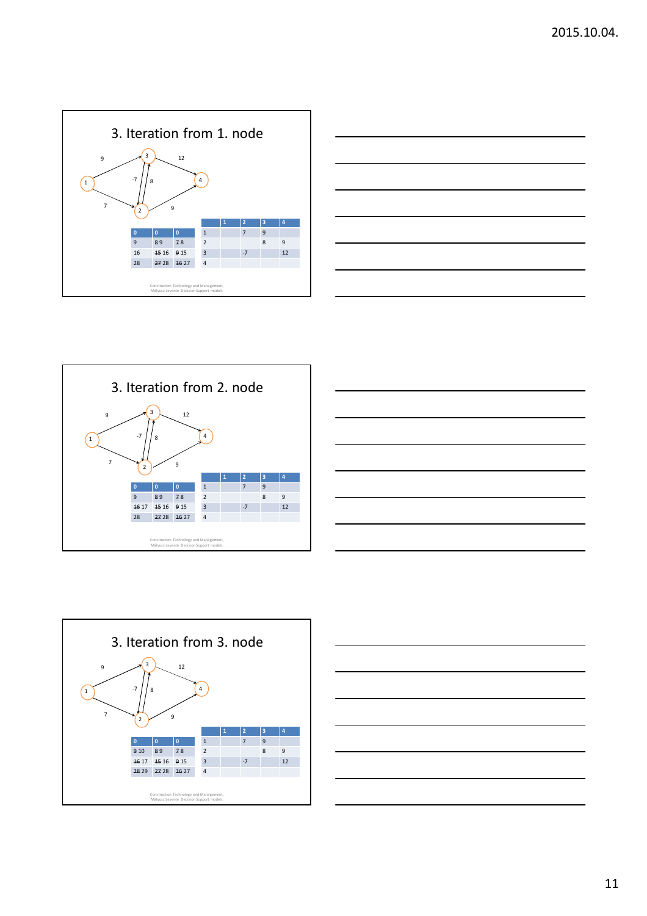## 3. Iteration from 1. node

|   |   |   |
|---|---|---|
| 0 | 0 | 0 |
| 9 | ~~8~~ 9 | ~~7~~ 8 |
| 16 | ~~15~~ 16 | ~~9~~ 15 |
| 28 | ~~27~~ 28 | ~~16~~ 27 |

|   | 1 | 2 | 3 | 4 |
|---|---|---|---|---|
| 1 |   | 7 | 9 |   |
| 2 |   |   | 8 | 9 |
| 3 |   | -7 |   | 12 |
| 4 |   |   |   |   |

Construction Technology and Management, Mályusz Levente Decision Support models

## 3. Iteration from 2. node

|   |   |   |
|---|---|---|
| 0 | 0 | 0 |
| 9 | ~~8~~ 9 | ~~7~~ 8 |
| ~~16~~ 17 | ~~15~~ 16 | ~~9~~ 15 |
| 28 | ~~27~~ 28 | ~~16~~ 27 |

|   | 1 | 2 | 3 | 4 |
|---|---|---|---|---|
| 1 |   | 7 | 9 |   |
| 2 |   |   | 8 | 9 |
| 3 |   | -7 |   | 12 |
| 4 |   |   |   |   |

Construction Technology and Management, Mályusz Levente Decision Support models

## 3. Iteration from 3. node

|   |   |   |
|---|---|---|
| 0 | 0 | 0 |
| ~~9~~ 10 | ~~8~~ 9 | ~~7~~ 8 |
| ~~16~~ 17 | ~~15~~ 16 | ~~9~~ 15 |
| ~~28~~ 29 | ~~27~~ 28 | ~~16~~ 27 |

|   | 1 | 2 | 3 | 4 |
|---|---|---|---|---|
| 1 |   | 7 | 9 |   |
| 2 |   |   | 8 | 9 |
| 3 |   | -7 |   | 12 |
| 4 |   |   |   |   |

Construction Technology and Management, Mályusz Levente Decision Support models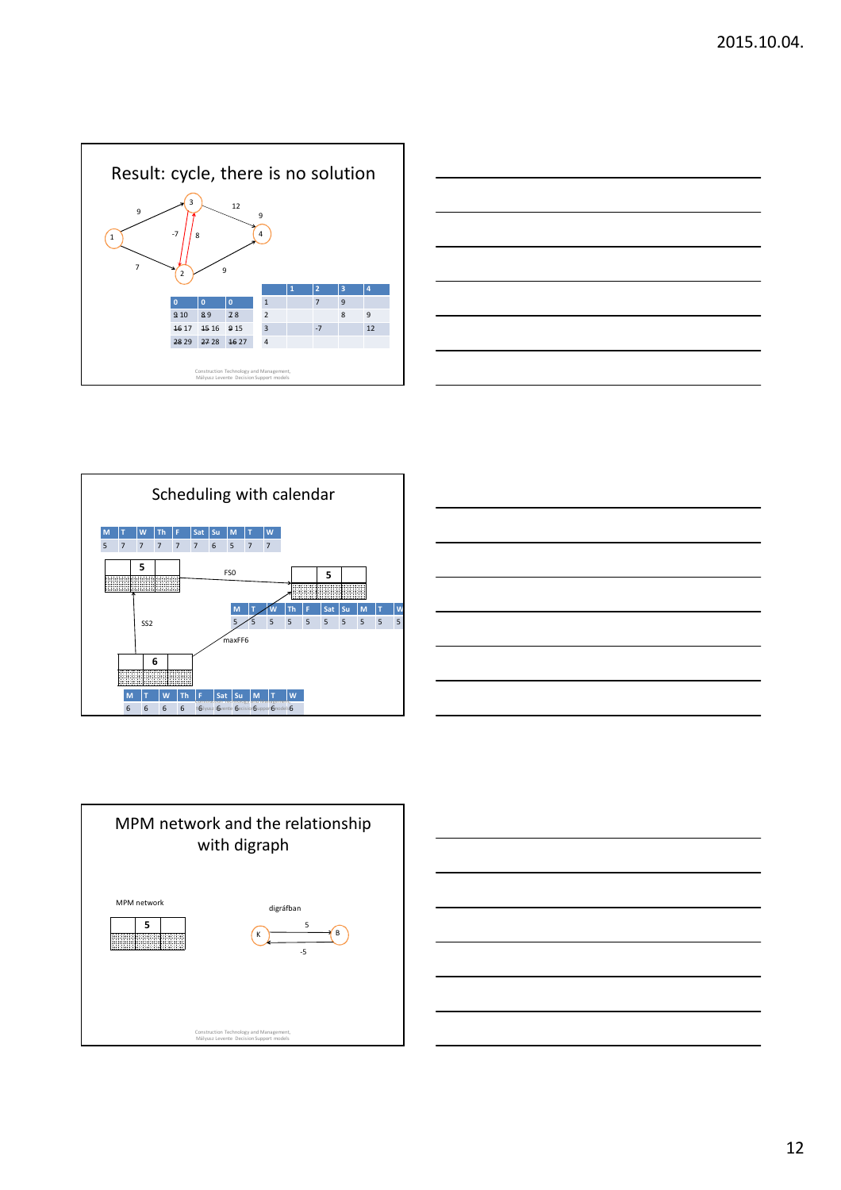## Result: cycle, there is no solution

| 0 | 0 | 0 |
|---|---|---|
| ~~9~~ 10 | ~~8~~ 9 | ~~7~~ 8 |
| ~~16~~ 17 | ~~15~~ 16 | ~~9~~ 15 |
| ~~28~~ 29 | ~~27~~ 28 | ~~16~~ 27 |

| | 1 | 2 | 3 | 4 |
|---|---|---|---|---|
| 1 | | 7 | 9 | |
| 2 | | | 8 | 9 |
| 3 | | -7 | | 12 |
| 4 | | | | |

## Scheduling with calendar

| M | T | W | Th | F | Sat | Su | M | T | W |
|---|---|---|---|---|---|---|---|---|---|
| 5 | 7 | 7 | 7 | 7 | 7 | 6 | 5 | 7 | 7 |

FS0

SS2

maxFF6

| M | T | W | Th | F | Sat | Su | M | T | W |
|---|---|---|---|---|---|---|---|---|---|
| 5 | 5 | 5 | 5 | 5 | 5 | 5 | 5 | 5 | 5 |

| M | T | W | Th | F | Sat | Su | M | T | W |
|---|---|---|---|---|---|---|---|---|---|
| 6 | 6 | 6 | 6 | 6 | 6 | 6 | 6 | 6 | 6 |

## MPM network and the relationship with digraph

MPM network

digráfban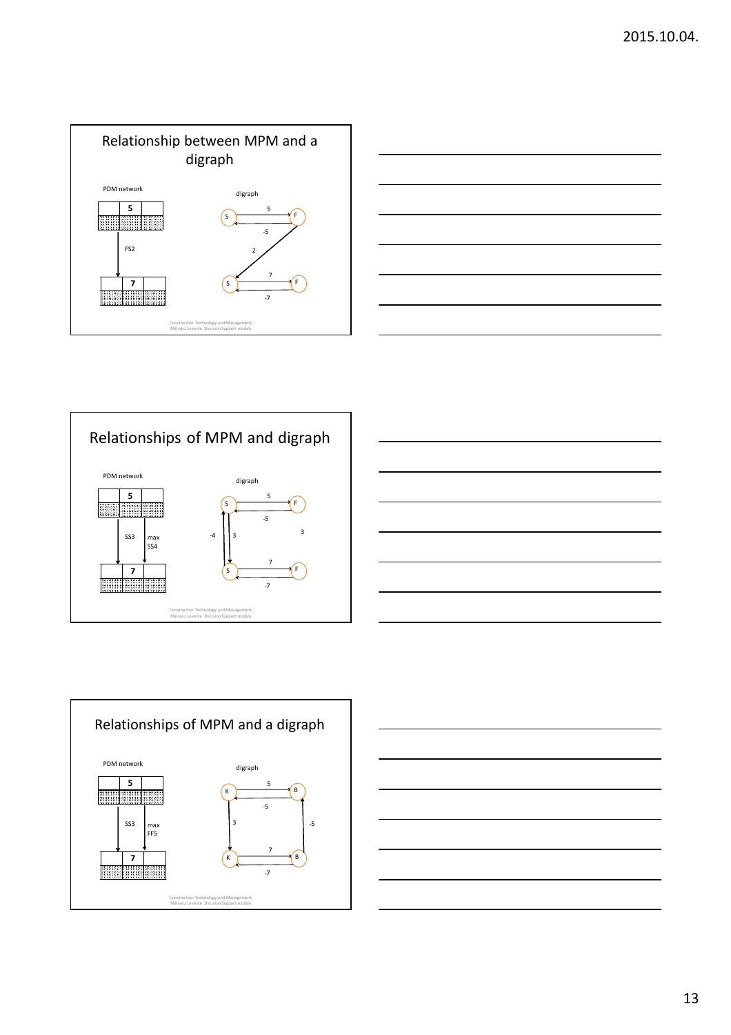## Relationship between MPM and a digraph

PDM network

5

FS2

7

digraph

S 5 F

-5

2

S 7 F

-7

Construction Technology and Management, Mályusz Levente Decision Support models

## Relationships of MPM and digraph

PDM network

5

SS3 max SS4

7

digraph

S 5 F

-5

-4 3 3

S 7 F

-7

Construction Technology and Management, Mályusz Levente Decision Support models

## Relationships of MPM and a digraph

PDM network

5

SS3 max FF5

7

digraph

K 5 B

-5

3 -5

K 7 B

-7

Construction Technology and Management, Mályusz Levente Decision Support models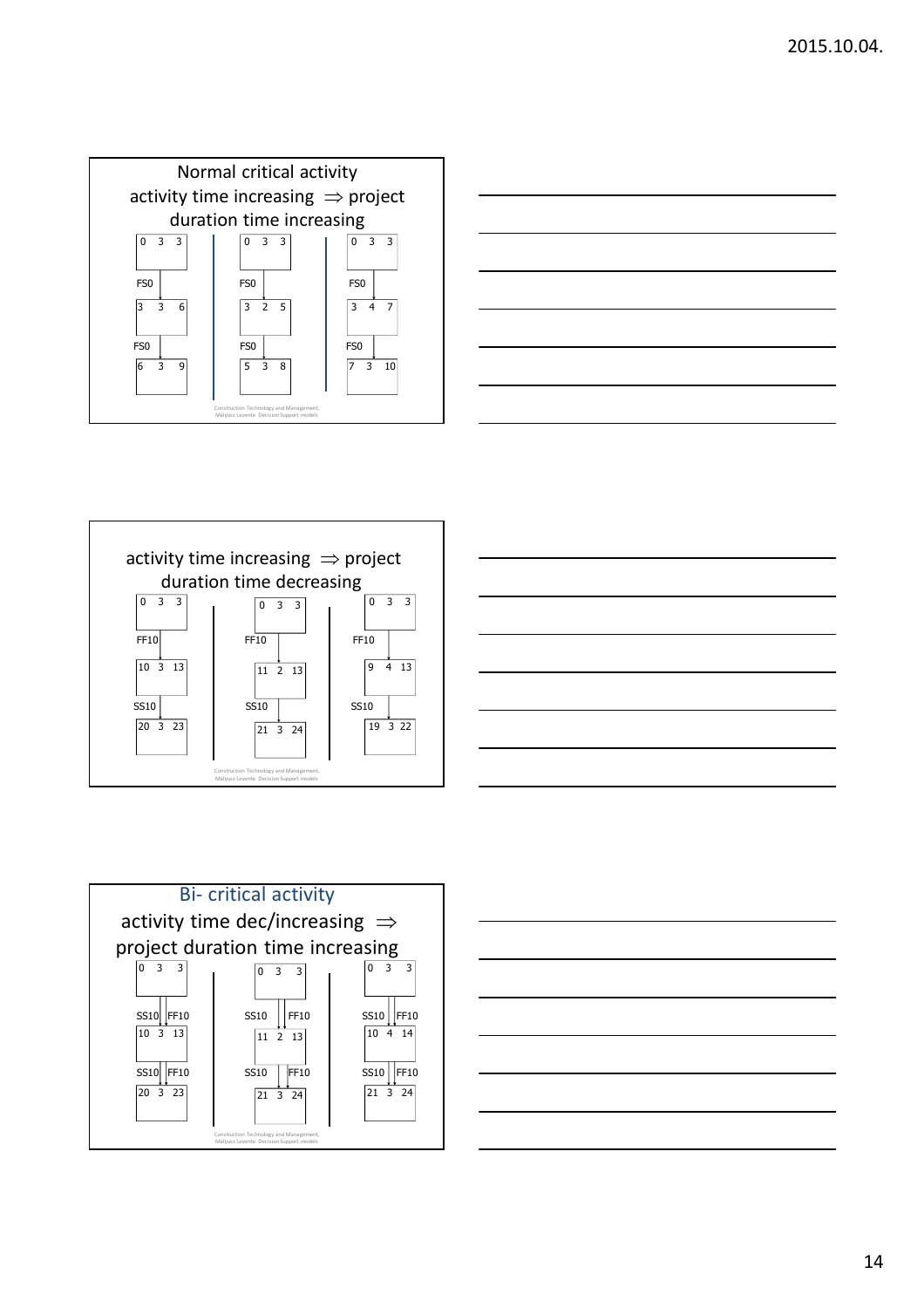## Normal critical activity

activity time increasing $\Rightarrow$ project duration time increasing

| | | |
|---|---|---|
| 0 3 3 | 0 3 3 | 0 3 3 |
| FS0 | FS0 | FS0 |
| 3 3 6 | 3 2 5 | 3 4 7 |
| FS0 | FS0 | FS0 |
| 6 3 9 | 5 3 8 | 7 3 10 |

Construction Technology and Management, Mályusz Levente Decision Support models

activity time increasing $\Rightarrow$ project duration time decreasing

| | | |
|---|---|---|
| 0 3 3 | 0 3 3 | 0 3 3 |
| FF10 | FF10 | FF10 |
| 10 3 13 | 11 2 13 | 9 4 13 |
| SS10 | SS10 | SS10 |
| 20 3 23 | 21 3 24 | 19 3 22 |

Construction Technology and Management, Mályusz Levente Decision Support models

## Bi- critical activity

activity time dec/increasing $\Rightarrow$ project duration time increasing

| | | |
|---|---|---|
| 0 3 3 | 0 3 3 | 0 3 3 |
| SS10 FF10 | SS10 FF10 | SS10 FF10 |
| 10 3 13 | 11 2 13 | 10 4 14 |
| SS10 FF10 | SS10 FF10 | SS10 FF10 |
| 20 3 23 | 21 3 24 | 21 3 24 |

Construction Technology and Management, Mályusz Levente Decision Support models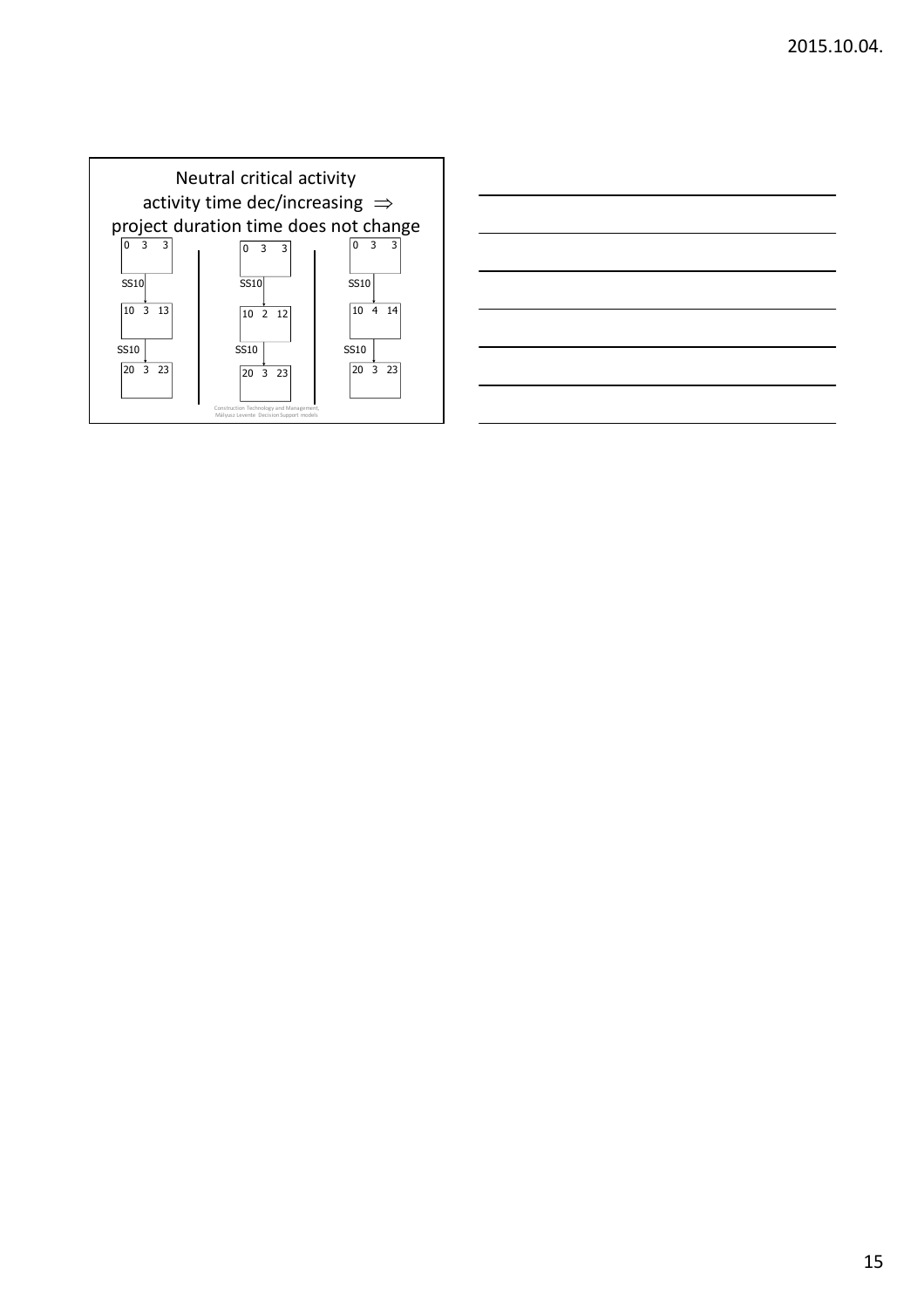## Neutral critical activity
## activity time dec/increasing $\Rightarrow$ project duration time does not change

0 3 3

SS10

10 3 13

SS10

20 3 23

0 3 3

SS10

10 2 12

SS10

20 3 23

0 3 3

SS10

10 4 14

SS10

20 3 23

Construction Technology and Management, Mályusz Levente Decision Support models